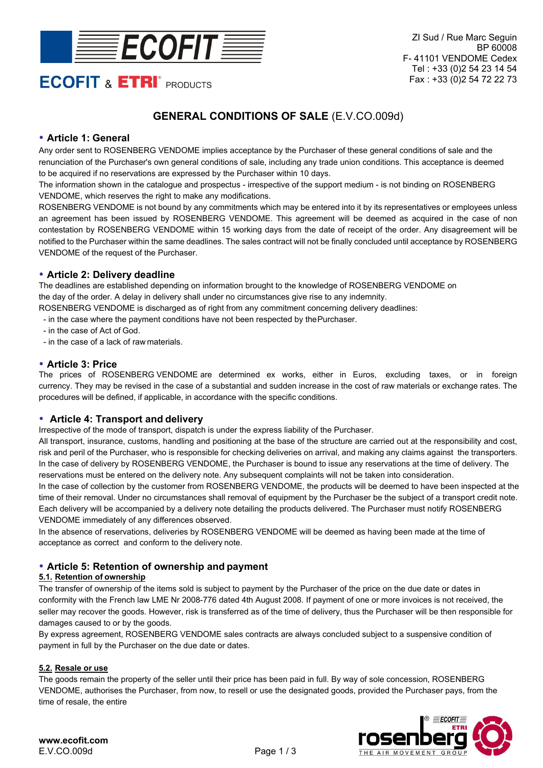ECOFIT & ETRI® PRODUCTS

ZI Sud / Rue Marc Seguin
BP 60008
F- 41101 VENDOME Cedex
Tel : +33 (0)2 54 23 14 54
Fax : +33 (0)2 54 72 22 73

# GENERAL CONDITIONS OF SALE (E.V.CO.009d)

## • Article 1: General

Any order sent to ROSENBERG VENDOME implies acceptance by the Purchaser of these general conditions of sale and the renunciation of the Purchaser's own general conditions of sale, including any trade union conditions. This acceptance is deemed to be acquired if no reservations are expressed by the Purchaser within 10 days.

The information shown in the catalogue and prospectus - irrespective of the support medium - is not binding on ROSENBERG VENDOME, which reserves the right to make any modifications.

ROSENBERG VENDOME is not bound by any commitments which may be entered into it by its representatives or employees unless an agreement has been issued by ROSENBERG VENDOME. This agreement will be deemed as acquired in the case of non contestation by ROSENBERG VENDOME within 15 working days from the date of receipt of the order. Any disagreement will be notified to the Purchaser within the same deadlines. The sales contract will not be finally concluded until acceptance by ROSENBERG VENDOME of the request of the Purchaser.

## • Article 2: Delivery deadline

The deadlines are established depending on information brought to the knowledge of ROSENBERG VENDOME on the day of the order. A delay in delivery shall under no circumstances give rise to any indemnity.

ROSENBERG VENDOME is discharged as of right from any commitment concerning delivery deadlines:

- in the case where the payment conditions have not been respected by the Purchaser.
- in the case of Act of God.
- in the case of a lack of raw materials.

## • Article 3: Price

The prices of ROSENBERG VENDOME are determined ex works, either in Euros, excluding taxes, or in foreign currency. They may be revised in the case of a substantial and sudden increase in the cost of raw materials or exchange rates. The procedures will be defined, if applicable, in accordance with the specific conditions.

## • Article 4: Transport and delivery

Irrespective of the mode of transport, dispatch is under the express liability of the Purchaser.

All transport, insurance, customs, handling and positioning at the base of the structure are carried out at the responsibility and cost, risk and peril of the Purchaser, who is responsible for checking deliveries on arrival, and making any claims against the transporters.

In the case of delivery by ROSENBERG VENDOME, the Purchaser is bound to issue any reservations at the time of delivery. The reservations must be entered on the delivery note. Any subsequent complaints will not be taken into consideration.

In the case of collection by the customer from ROSENBERG VENDOME, the products will be deemed to have been inspected at the time of their removal. Under no circumstances shall removal of equipment by the Purchaser be the subject of a transport credit note.

Each delivery will be accompanied by a delivery note detailing the products delivered. The Purchaser must notify ROSENBERG VENDOME immediately of any differences observed.

In the absence of reservations, deliveries by ROSENBERG VENDOME will be deemed as having been made at the time of acceptance as correct and conform to the delivery note.

## • Article 5: Retention of ownership and payment

### 5.1. Retention of ownership

The transfer of ownership of the items sold is subject to payment by the Purchaser of the price on the due date or dates in conformity with the French law LME Nr 2008-776 dated 4th August 2008. If payment of one or more invoices is not received, the seller may recover the goods. However, risk is transferred as of the time of delivery, thus the Purchaser will be then responsible for damages caused to or by the goods.

By express agreement, ROSENBERG VENDOME sales contracts are always concluded subject to a suspensive condition of payment in full by the Purchaser on the due date or dates.

### 5.2. Resale or use

The goods remain the property of the seller until their price has been paid in full. By way of sole concession, ROSENBERG VENDOME, authorises the Purchaser, from now, to resell or use the designated goods, provided the Purchaser pays, from the time of resale, the entire

www.ecofit.com
E.V.CO.009d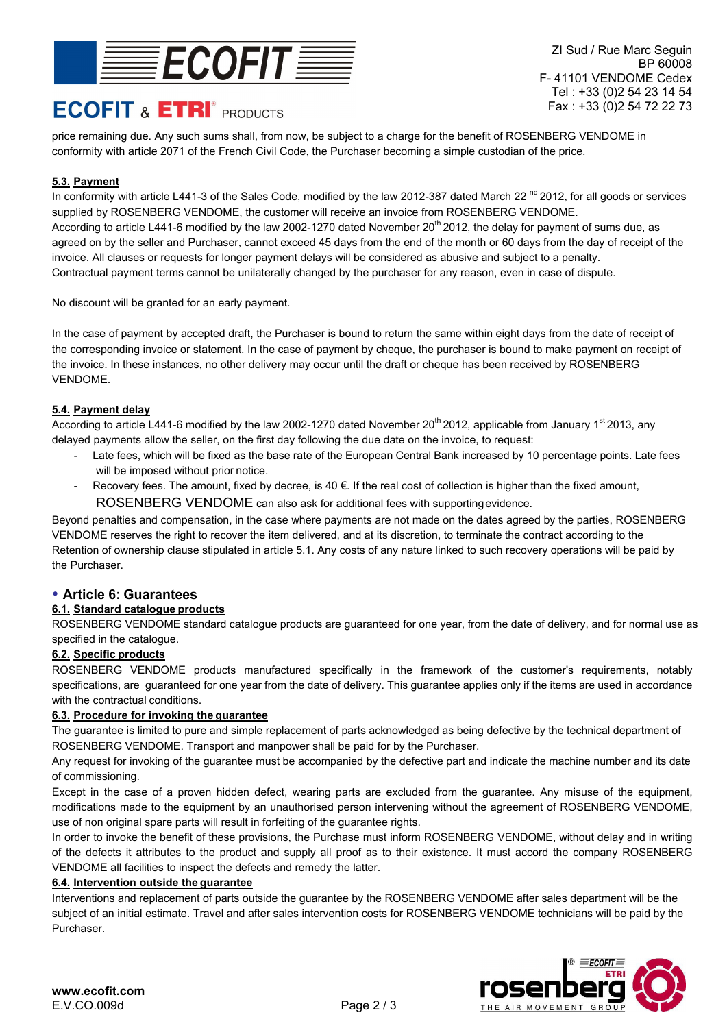price remaining due. Any such sums shall, from now, be subject to a charge for the benefit of ROSENBERG VENDOME in conformity with article 2071 of the French Civil Code, the Purchaser becoming a simple custodian of the price.

### 5.3. Payment

In conformity with article L441-3 of the Sales Code, modified by the law 2012-387 dated March 22[nd] 2012, for all goods or services supplied by ROSENBERG VENDOME, the customer will receive an invoice from ROSENBERG VENDOME.
According to article L441-6 modified by the law 2002-1270 dated November 20[th] 2012, the delay for payment of sums due, as agreed on by the seller and Purchaser, cannot exceed 45 days from the end of the month or 60 days from the day of receipt of the invoice. All clauses or requests for longer payment delays will be considered as abusive and subject to a penalty.
Contractual payment terms cannot be unilaterally changed by the purchaser for any reason, even in case of dispute.

No discount will be granted for an early payment.

In the case of payment by accepted draft, the Purchaser is bound to return the same within eight days from the date of receipt of the corresponding invoice or statement. In the case of payment by cheque, the purchaser is bound to make payment on receipt of the invoice. In these instances, no other delivery may occur until the draft or cheque has been received by ROSENBERG VENDOME.

### 5.4. Payment delay

According to article L441-6 modified by the law 2002-1270 dated November 20[th] 2012, applicable from January 1[st] 2013, any delayed payments allow the seller, on the first day following the due date on the invoice, to request:

- Late fees, which will be fixed as the base rate of the European Central Bank increased by 10 percentage points. Late fees will be imposed without prior notice.
- Recovery fees. The amount, fixed by decree, is 40 €. If the real cost of collection is higher than the fixed amount, ROSENBERG VENDOME can also ask for additional fees with supporting evidence.

Beyond penalties and compensation, in the case where payments are not made on the dates agreed by the parties, ROSENBERG VENDOME reserves the right to recover the item delivered, and at its discretion, to terminate the contract according to the Retention of ownership clause stipulated in article 5.1. Any costs of any nature linked to such recovery operations will be paid by the Purchaser.

## Article 6: Guarantees

### 6.1. Standard catalogue products

ROSENBERG VENDOME standard catalogue products are guaranteed for one year, from the date of delivery, and for normal use as specified in the catalogue.

### 6.2. Specific products

ROSENBERG VENDOME products manufactured specifically in the framework of the customer's requirements, notably specifications, are guaranteed for one year from the date of delivery. This guarantee applies only if the items are used in accordance with the contractual conditions.

### 6.3. Procedure for invoking the guarantee

The guarantee is limited to pure and simple replacement of parts acknowledged as being defective by the technical department of ROSENBERG VENDOME. Transport and manpower shall be paid for by the Purchaser.
Any request for invoking of the guarantee must be accompanied by the defective part and indicate the machine number and its date of commissioning.
Except in the case of a proven hidden defect, wearing parts are excluded from the guarantee. Any misuse of the equipment, modifications made to the equipment by an unauthorised person intervening without the agreement of ROSENBERG VENDOME, use of non original spare parts will result in forfeiting of the guarantee rights.
In order to invoke the benefit of these provisions, the Purchase must inform ROSENBERG VENDOME, without delay and in writing of the defects it attributes to the product and supply all proof as to their existence. It must accord the company ROSENBERG VENDOME all facilities to inspect the defects and remedy the latter.

### 6.4. Intervention outside the guarantee

Interventions and replacement of parts outside the guarantee by the ROSENBERG VENDOME after sales department will be the subject of an initial estimate. Travel and after sales intervention costs for ROSENBERG VENDOME technicians will be paid by the Purchaser.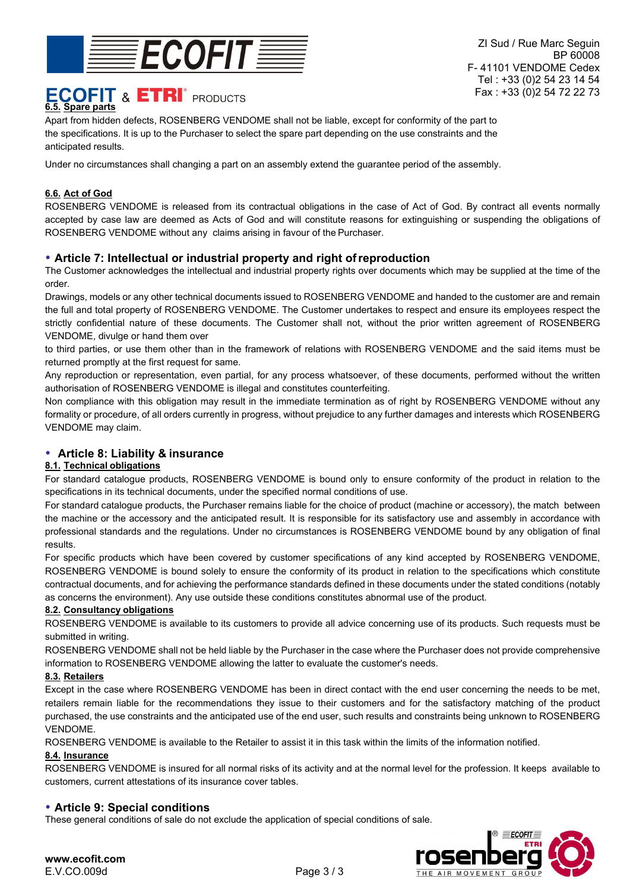### 6.5. Spare parts

Apart from hidden defects, ROSENBERG VENDOME shall not be liable, except for conformity of the part to the specifications. It is up to the Purchaser to select the spare part depending on the use constraints and the anticipated results.

Under no circumstances shall changing a part on an assembly extend the guarantee period of the assembly.

### 6.6. Act of God

ROSENBERG VENDOME is released from its contractual obligations in the case of Act of God. By contract all events normally accepted by case law are deemed as Acts of God and will constitute reasons for extinguishing or suspending the obligations of ROSENBERG VENDOME without any claims arising in favour of the Purchaser.

## Article 7: Intellectual or industrial property and right of reproduction

The Customer acknowledges the intellectual and industrial property rights over documents which may be supplied at the time of the order.

Drawings, models or any other technical documents issued to ROSENBERG VENDOME and handed to the customer are and remain the full and total property of ROSENBERG VENDOME. The Customer undertakes to respect and ensure its employees respect the strictly confidential nature of these documents. The Customer shall not, without the prior written agreement of ROSENBERG VENDOME, divulge or hand them over

to third parties, or use them other than in the framework of relations with ROSENBERG VENDOME and the said items must be returned promptly at the first request for same.

Any reproduction or representation, even partial, for any process whatsoever, of these documents, performed without the written authorisation of ROSENBERG VENDOME is illegal and constitutes counterfeiting.

Non compliance with this obligation may result in the immediate termination as of right by ROSENBERG VENDOME without any formality or procedure, of all orders currently in progress, without prejudice to any further damages and interests which ROSENBERG VENDOME may claim.

## Article 8: Liability & insurance

### 8.1. Technical obligations

For standard catalogue products, ROSENBERG VENDOME is bound only to ensure conformity of the product in relation to the specifications in its technical documents, under the specified normal conditions of use.

For standard catalogue products, the Purchaser remains liable for the choice of product (machine or accessory), the match between the machine or the accessory and the anticipated result. It is responsible for its satisfactory use and assembly in accordance with professional standards and the regulations. Under no circumstances is ROSENBERG VENDOME bound by any obligation of final results.

For specific products which have been covered by customer specifications of any kind accepted by ROSENBERG VENDOME, ROSENBERG VENDOME is bound solely to ensure the conformity of its product in relation to the specifications which constitute contractual documents, and for achieving the performance standards defined in these documents under the stated conditions (notably as concerns the environment). Any use outside these conditions constitutes abnormal use of the product.

### 8.2. Consultancy obligations

ROSENBERG VENDOME is available to its customers to provide all advice concerning use of its products. Such requests must be submitted in writing.

ROSENBERG VENDOME shall not be held liable by the Purchaser in the case where the Purchaser does not provide comprehensive information to ROSENBERG VENDOME allowing the latter to evaluate the customer's needs.

### 8.3. Retailers

Except in the case where ROSENBERG VENDOME has been in direct contact with the end user concerning the needs to be met, retailers remain liable for the recommendations they issue to their customers and for the satisfactory matching of the product purchased, the use constraints and the anticipated use of the end user, such results and constraints being unknown to ROSENBERG VENDOME.

ROSENBERG VENDOME is available to the Retailer to assist it in this task within the limits of the information notified.

### 8.4. Insurance

ROSENBERG VENDOME is insured for all normal risks of its activity and at the normal level for the profession. It keeps available to customers, current attestations of its insurance cover tables.

## Article 9: Special conditions

These general conditions of sale do not exclude the application of special conditions of sale.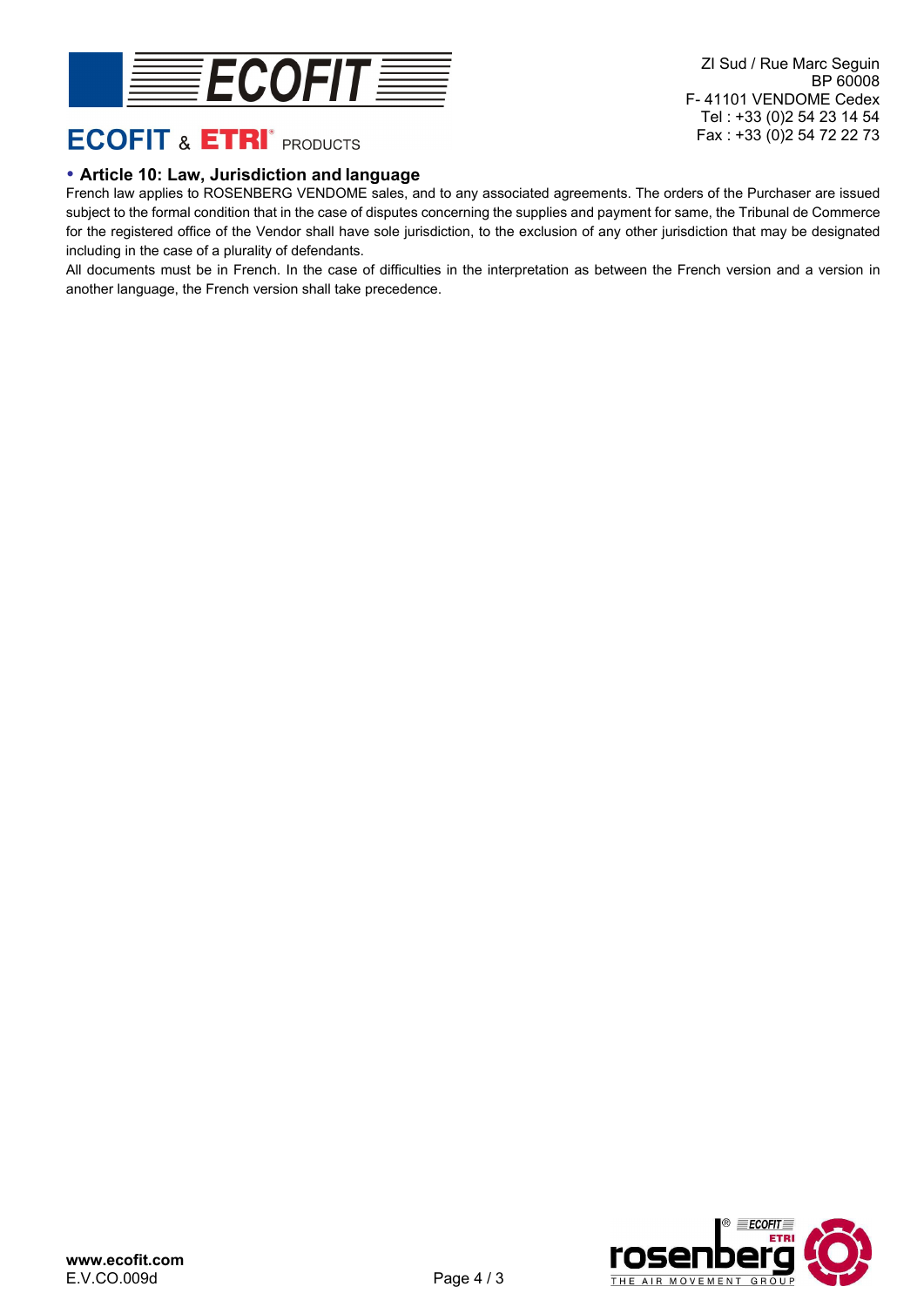## • Article 10: Law, Jurisdiction and language

French law applies to ROSENBERG VENDOME sales, and to any associated agreements. The orders of the Purchaser are issued subject to the formal condition that in the case of disputes concerning the supplies and payment for same, the Tribunal de Commerce for the registered office of the Vendor shall have sole jurisdiction, to the exclusion of any other jurisdiction that may be designated including in the case of a plurality of defendants.

All documents must be in French. In the case of difficulties in the interpretation as between the French version and a version in another language, the French version shall take precedence.